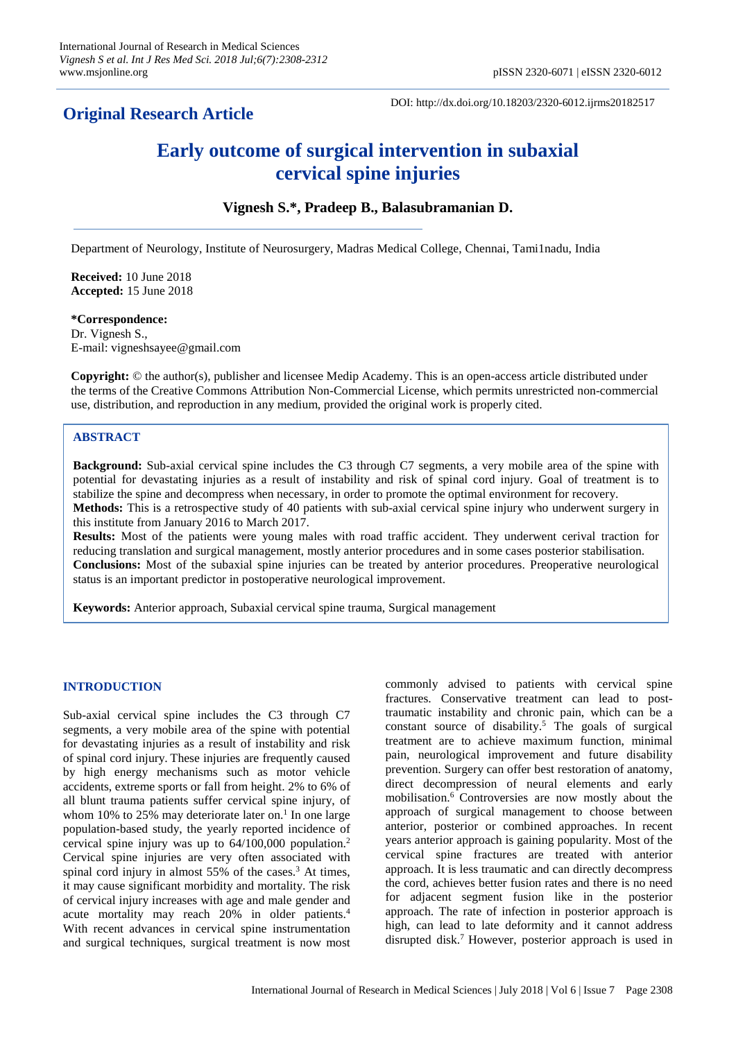**Original Research Article**

DOI: http://dx.doi.org/10.18203/2320-6012.ijrms20182517

# Early outcome of surgical intervention in subaxial cervical spine injuries

**Vignesh S.*, Pradeep B., Balasubramanian D.**

Department of Neurology, Institute of Neurosurgery, Madras Medical College, Chennai, Tami1nadu, India

**Received:** 10 June 2018
**Accepted:** 15 June 2018

***Correspondence:**
Dr. Vignesh S.,
E-mail: vigneshsayee@gmail.com

**Copyright:** © the author(s), publisher and licensee Medip Academy. This is an open-access article distributed under the terms of the Creative Commons Attribution Non-Commercial License, which permits unrestricted non-commercial use, distribution, and reproduction in any medium, provided the original work is properly cited.

## ABSTRACT

**Background:** Sub-axial cervical spine includes the C3 through C7 segments, a very mobile area of the spine with potential for devastating injuries as a result of instability and risk of spinal cord injury. Goal of treatment is to stabilize the spine and decompress when necessary, in order to promote the optimal environment for recovery.

**Methods:** This is a retrospective study of 40 patients with sub-axial cervical spine injury who underwent surgery in this institute from January 2016 to March 2017.

**Results:** Most of the patients were young males with road traffic accident. They underwent cerival traction for reducing translation and surgical management, mostly anterior procedures and in some cases posterior stabilisation.

**Conclusions:** Most of the subaxial spine injuries can be treated by anterior procedures. Preoperative neurological status is an important predictor in postoperative neurological improvement.

**Keywords:** Anterior approach, Subaxial cervical spine trauma, Surgical management

## INTRODUCTION

Sub-axial cervical spine includes the C3 through C7 segments, a very mobile area of the spine with potential for devastating injuries as a result of instability and risk of spinal cord injury. These injuries are frequently caused by high energy mechanisms such as motor vehicle accidents, extreme sports or fall from height. 2% to 6% of all blunt trauma patients suffer cervical spine injury, of whom 10% to 25% may deteriorate later on.[1] In one large population-based study, the yearly reported incidence of cervical spine injury was up to 64/100,000 population.[2] Cervical spine injuries are very often associated with spinal cord injury in almost 55% of the cases.[3] At times, it may cause significant morbidity and mortality. The risk of cervical injury increases with age and male gender and acute mortality may reach 20% in older patients.[4] With recent advances in cervical spine instrumentation and surgical techniques, surgical treatment is now most commonly advised to patients with cervical spine fractures. Conservative treatment can lead to post-traumatic instability and chronic pain, which can be a constant source of disability.[5] The goals of surgical treatment are to achieve maximum function, minimal pain, neurological improvement and future disability prevention. Surgery can offer best restoration of anatomy, direct decompression of neural elements and early mobilisation.[6] Controversies are now mostly about the approach of surgical management to choose between anterior, posterior or combined approaches. In recent years anterior approach is gaining popularity. Most of the cervical spine fractures are treated with anterior approach. It is less traumatic and can directly decompress the cord, achieves better fusion rates and there is no need for adjacent segment fusion like in the posterior approach. The rate of infection in posterior approach is high, can lead to late deformity and it cannot address disrupted disk.[7] However, posterior approach is used in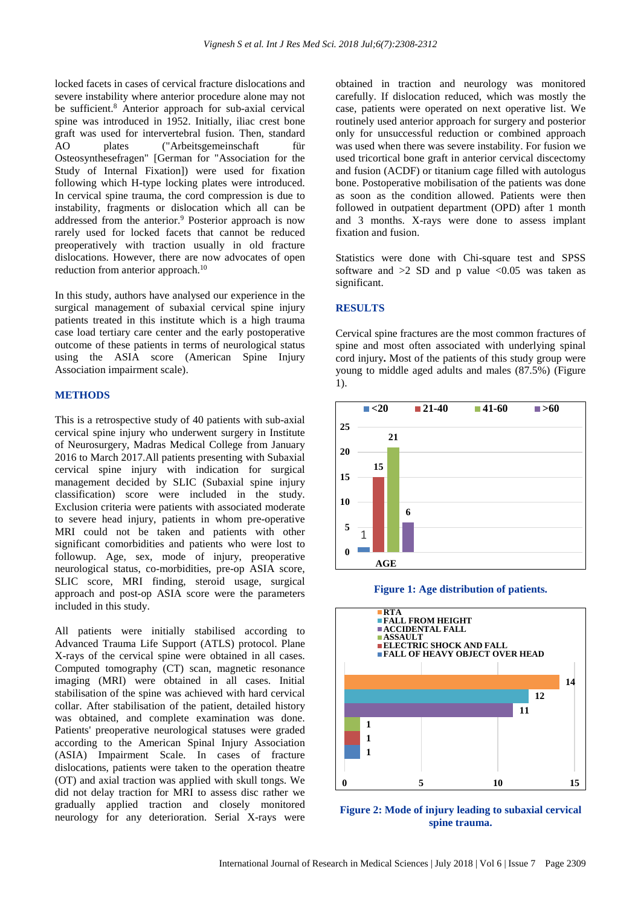locked facets in cases of cervical fracture dislocations and severe instability where anterior procedure alone may not be sufficient.[8] Anterior approach for sub-axial cervical spine was introduced in 1952. Initially, iliac crest bone graft was used for intervertebral fusion. Then, standard AO plates ("Arbeitsgemeinschaft für Osteosynthesefragen" [German for "Association for the Study of Internal Fixation]) were used for fixation following which H-type locking plates were introduced. In cervical spine trauma, the cord compression is due to instability, fragments or dislocation which all can be addressed from the anterior.[9] Posterior approach is now rarely used for locked facets that cannot be reduced preoperatively with traction usually in old fracture dislocations. However, there are now advocates of open reduction from anterior approach.[10]

In this study, authors have analysed our experience in the surgical management of subaxial cervical spine injury patients treated in this institute which is a high trauma case load tertiary care center and the early postoperative outcome of these patients in terms of neurological status using the ASIA score (American Spine Injury Association impairment scale).

## METHODS

This is a retrospective study of 40 patients with sub-axial cervical spine injury who underwent surgery in Institute of Neurosurgery, Madras Medical College from January 2016 to March 2017.All patients presenting with Subaxial cervical spine injury with indication for surgical management decided by SLIC (Subaxial spine injury classification) score were included in the study. Exclusion criteria were patients with associated moderate to severe head injury, patients in whom pre-operative MRI could not be taken and patients with other significant comorbidities and patients who were lost to followup. Age, sex, mode of injury, preoperative neurological status, co-morbidities, pre-op ASIA score, SLIC score, MRI finding, steroid usage, surgical approach and post-op ASIA score were the parameters included in this study.

All patients were initially stabilised according to Advanced Trauma Life Support (ATLS) protocol. Plane X-rays of the cervical spine were obtained in all cases. Computed tomography (CT) scan, magnetic resonance imaging (MRI) were obtained in all cases. Initial stabilisation of the spine was achieved with hard cervical collar. After stabilisation of the patient, detailed history was obtained, and complete examination was done. Patients' preoperative neurological statuses were graded according to the American Spinal Injury Association (ASIA) Impairment Scale. In cases of fracture dislocations, patients were taken to the operation theatre (OT) and axial traction was applied with skull tongs. We did not delay traction for MRI to assess disc rather we gradually applied traction and closely monitored neurology for any deterioration. Serial X-rays were obtained in traction and neurology was monitored carefully. If dislocation reduced, which was mostly the case, patients were operated on next operative list. We routinely used anterior approach for surgery and posterior only for unsuccessful reduction or combined approach was used when there was severe instability. For fusion we used tricortical bone graft in anterior cervical discectomy and fusion (ACDF) or titanium cage filled with autologus bone. Postoperative mobilisation of the patients was done as soon as the condition allowed. Patients were then followed in outpatient department (OPD) after 1 month and 3 months. X-rays were done to assess implant fixation and fusion.

Statistics were done with Chi-square test and SPSS software and >2 SD and p value <0.05 was taken as significant.

## RESULTS

Cervical spine fractures are the most common fractures of spine and most often associated with underlying spinal cord injury**.** Most of the patients of this study group were young to middle aged adults and males (87.5%) (Figure 1).

| AGE | <20 | 21-40 | 41-60 | >60 |
|---|---|---|---|---|
| Number of patients | 1 | 15 | 21 | 6 |

**Figure 1: Age distribution of patients.**

| Mode of injury | Number |
|---|---|
| RTA | 14 |
| FALL FROM HEIGHT | 12 |
| ACCIDENTAL FALL | 11 |
| ASSAULT | 1 |
| ELECTRIC SHOCK AND FALL | 1 |
| FALL OF HEAVY OBJECT OVER HEAD | 1 |

**Figure 2: Mode of injury leading to subaxial cervical spine trauma.**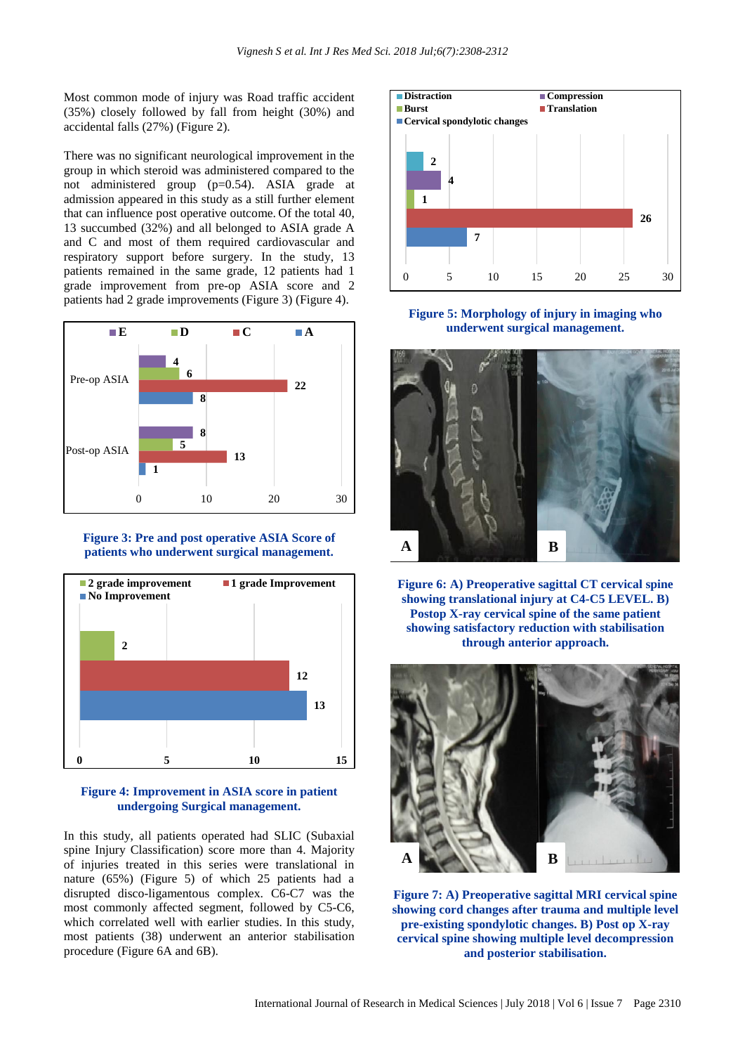Most common mode of injury was Road traffic accident (35%) closely followed by fall from height (30%) and accidental falls (27%) (Figure 2).

There was no significant neurological improvement in the group in which steroid was administered compared to the not administered group (p=0.54). ASIA grade at admission appeared in this study as a still further element that can influence post operative outcome. Of the total 40, 13 succumbed (32%) and all belonged to ASIA grade A and C and most of them required cardiovascular and respiratory support before surgery. In the study, 13 patients remained in the same grade, 12 patients had 1 grade improvement from pre-op ASIA score and 2 patients had 2 grade improvements (Figure 3) (Figure 4).

**Figure 3: Pre and post operative ASIA Score of patients who underwent surgical management.**

**Figure 4: Improvement in ASIA score in patient undergoing Surgical management.**

In this study, all patients operated had SLIC (Subaxial spine Injury Classification) score more than 4. Majority of injuries treated in this series were translational in nature (65%) (Figure 5) of which 25 patients had a disrupted disco-ligamentous complex. C6-C7 was the most commonly affected segment, followed by C5-C6, which correlated well with earlier studies. In this study, most patients (38) underwent an anterior stabilisation procedure (Figure 6A and 6B).

**Figure 5: Morphology of injury in imaging who underwent surgical management.**

**Figure 6: A) Preoperative sagittal CT cervical spine showing translational injury at C4-C5 LEVEL. B) Postop X-ray cervical spine of the same patient showing satisfactory reduction with stabilisation through anterior approach.**

**Figure 7: A) Preoperative sagittal MRI cervical spine showing cord changes after trauma and multiple level pre-existing spondylotic changes. B) Post op X-ray cervical spine showing multiple level decompression and posterior stabilisation.**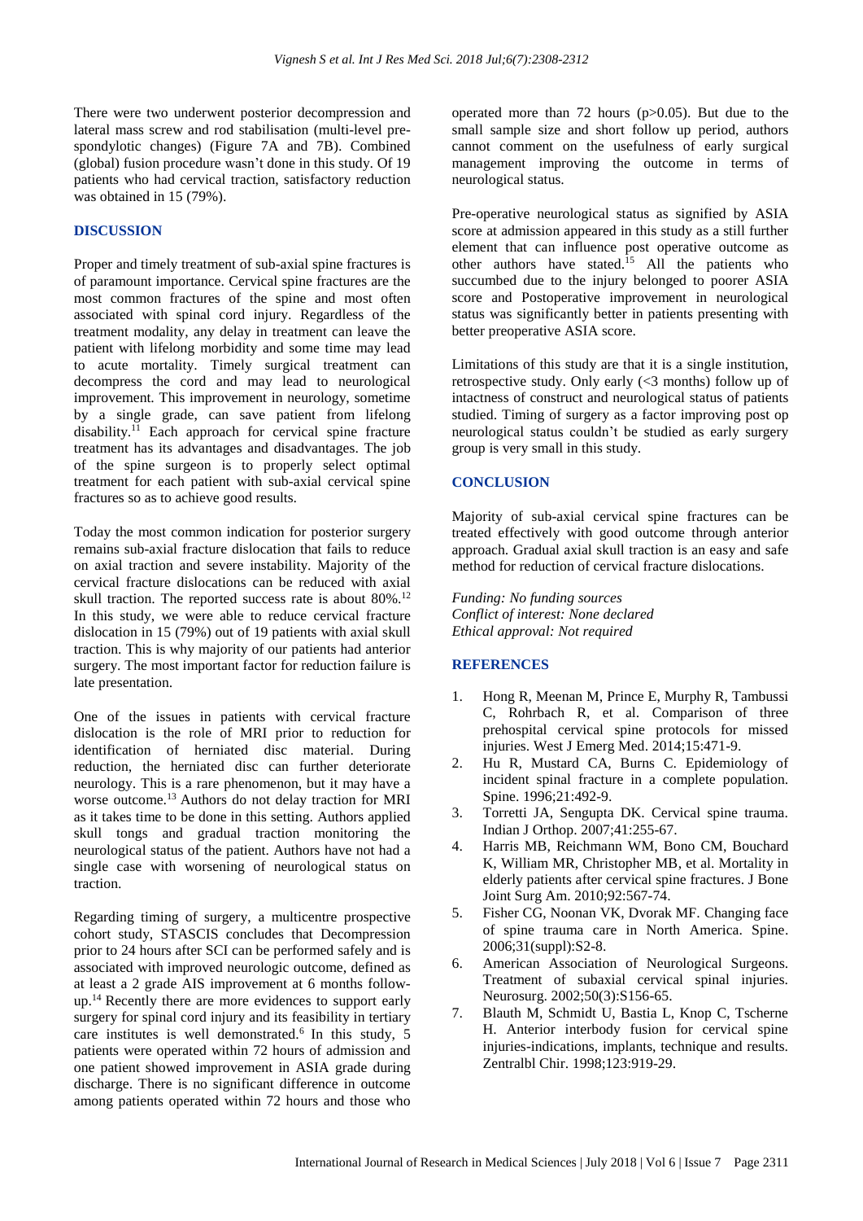There were two underwent posterior decompression and lateral mass screw and rod stabilisation (multi-level pre-spondylotic changes) (Figure 7A and 7B). Combined (global) fusion procedure wasn't done in this study. Of 19 patients who had cervical traction, satisfactory reduction was obtained in 15 (79%).

## DISCUSSION

Proper and timely treatment of sub-axial spine fractures is of paramount importance. Cervical spine fractures are the most common fractures of the spine and most often associated with spinal cord injury. Regardless of the treatment modality, any delay in treatment can leave the patient with lifelong morbidity and some time may lead to acute mortality. Timely surgical treatment can decompress the cord and may lead to neurological improvement. This improvement in neurology, sometime by a single grade, can save patient from lifelong disability.[11] Each approach for cervical spine fracture treatment has its advantages and disadvantages. The job of the spine surgeon is to properly select optimal treatment for each patient with sub-axial cervical spine fractures so as to achieve good results.

Today the most common indication for posterior surgery remains sub-axial fracture dislocation that fails to reduce on axial traction and severe instability. Majority of the cervical fracture dislocations can be reduced with axial skull traction. The reported success rate is about 80%.[12] In this study, we were able to reduce cervical fracture dislocation in 15 (79%) out of 19 patients with axial skull traction. This is why majority of our patients had anterior surgery. The most important factor for reduction failure is late presentation.

One of the issues in patients with cervical fracture dislocation is the role of MRI prior to reduction for identification of herniated disc material. During reduction, the herniated disc can further deteriorate neurology. This is a rare phenomenon, but it may have a worse outcome.[13] Authors do not delay traction for MRI as it takes time to be done in this setting. Authors applied skull tongs and gradual traction monitoring the neurological status of the patient. Authors have not had a single case with worsening of neurological status on traction.

Regarding timing of surgery, a multicentre prospective cohort study, STASCIS concludes that Decompression prior to 24 hours after SCI can be performed safely and is associated with improved neurologic outcome, defined as at least a 2 grade AIS improvement at 6 months follow-up.[14] Recently there are more evidences to support early surgery for spinal cord injury and its feasibility in tertiary care institutes is well demonstrated.[6] In this study, 5 patients were operated within 72 hours of admission and one patient showed improvement in ASIA grade during discharge. There is no significant difference in outcome among patients operated within 72 hours and those who operated more than 72 hours ($p>0.05$). But due to the small sample size and short follow up period, authors cannot comment on the usefulness of early surgical management improving the outcome in terms of neurological status.

Pre-operative neurological status as signified by ASIA score at admission appeared in this study as a still further element that can influence post operative outcome as other authors have stated.[15] All the patients who succumbed due to the injury belonged to poorer ASIA score and Postoperative improvement in neurological status was significantly better in patients presenting with better preoperative ASIA score.

Limitations of this study are that it is a single institution, retrospective study. Only early (<3 months) follow up of intactness of construct and neurological status of patients studied. Timing of surgery as a factor improving post op neurological status couldn't be studied as early surgery group is very small in this study.

## CONCLUSION

Majority of sub-axial cervical spine fractures can be treated effectively with good outcome through anterior approach. Gradual axial skull traction is an easy and safe method for reduction of cervical fracture dislocations.

*Funding: No funding sources*
*Conflict of interest: None declared*
*Ethical approval: Not required*

## REFERENCES

1. Hong R, Meenan M, Prince E, Murphy R, Tambussi C, Rohrbach R, et al. Comparison of three prehospital cervical spine protocols for missed injuries. West J Emerg Med. 2014;15:471-9.
2. Hu R, Mustard CA, Burns C. Epidemiology of incident spinal fracture in a complete population. Spine. 1996;21:492-9.
3. Torretti JA, Sengupta DK. Cervical spine trauma. Indian J Orthop. 2007;41:255-67.
4. Harris MB, Reichmann WM, Bono CM, Bouchard K, William MR, Christopher MB, et al. Mortality in elderly patients after cervical spine fractures. J Bone Joint Surg Am. 2010;92:567-74.
5. Fisher CG, Noonan VK, Dvorak MF. Changing face of spine trauma care in North America. Spine. 2006;31(suppl):S2-8.
6. American Association of Neurological Surgeons. Treatment of subaxial cervical spinal injuries. Neurosurg. 2002;50(3):S156-65.
7. Blauth M, Schmidt U, Bastia L, Knop C, Tscherne H. Anterior interbody fusion for cervical spine injuries-indications, implants, technique and results. Zentralbl Chir. 1998;123:919-29.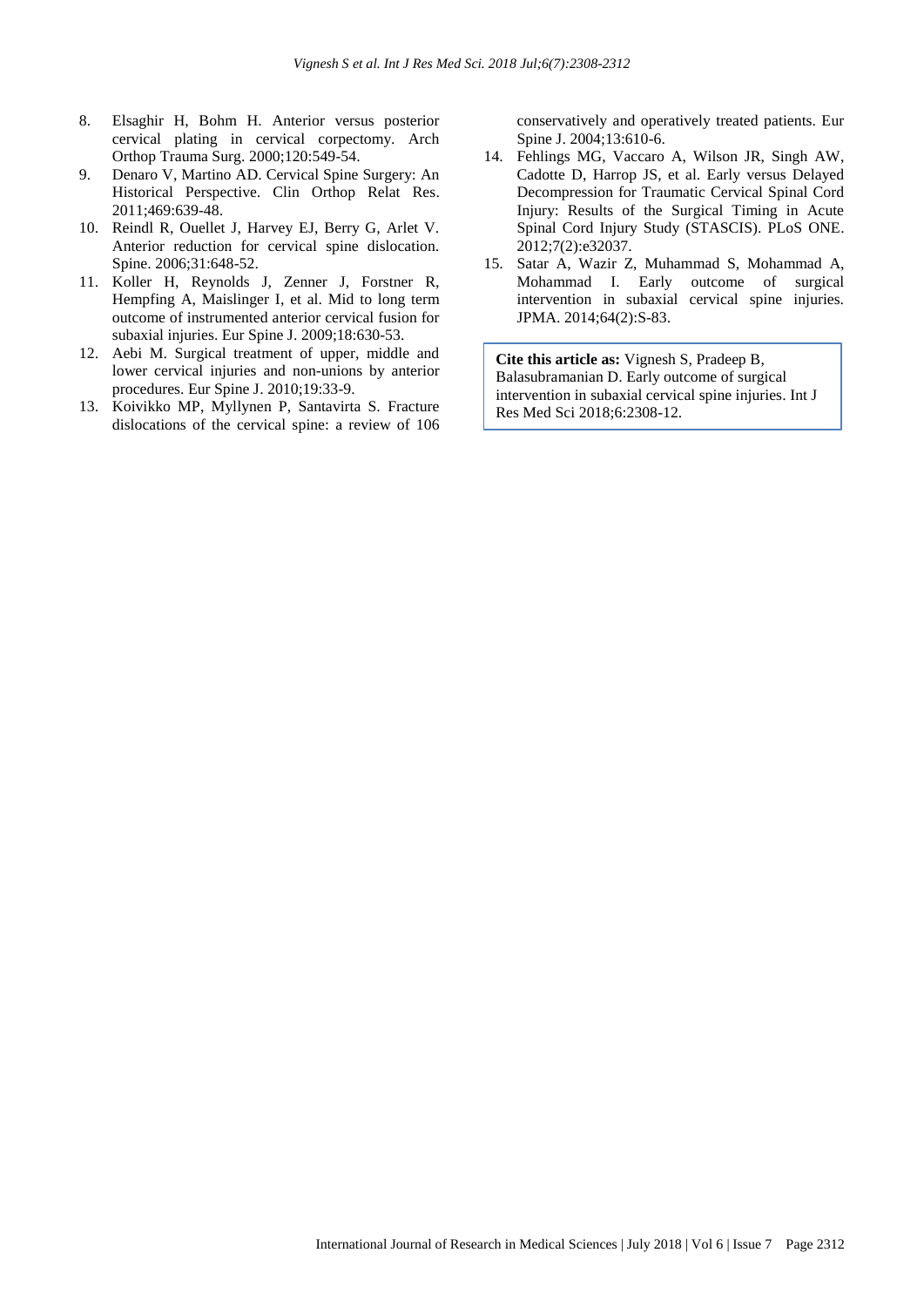8. Elsaghir H, Bohm H. Anterior versus posterior cervical plating in cervical corpectomy. Arch Orthop Trauma Surg. 2000;120:549-54.
9. Denaro V, Martino AD. Cervical Spine Surgery: An Historical Perspective. Clin Orthop Relat Res. 2011;469:639-48.
10. Reindl R, Ouellet J, Harvey EJ, Berry G, Arlet V. Anterior reduction for cervical spine dislocation. Spine. 2006;31:648-52.
11. Koller H, Reynolds J, Zenner J, Forstner R, Hempfing A, Maislinger I, et al. Mid to long term outcome of instrumented anterior cervical fusion for subaxial injuries. Eur Spine J. 2009;18:630-53.
12. Aebi M. Surgical treatment of upper, middle and lower cervical injuries and non-unions by anterior procedures. Eur Spine J. 2010;19:33-9.
13. Koivikko MP, Myllynen P, Santavirta S. Fracture dislocations of the cervical spine: a review of 106 conservatively and operatively treated patients. Eur Spine J. 2004;13:610-6.
14. Fehlings MG, Vaccaro A, Wilson JR, Singh AW, Cadotte D, Harrop JS, et al. Early versus Delayed Decompression for Traumatic Cervical Spinal Cord Injury: Results of the Surgical Timing in Acute Spinal Cord Injury Study (STASCIS). PLoS ONE. 2012;7(2):e32037.
15. Satar A, Wazir Z, Muhammad S, Mohammad A, Mohammad I. Early outcome of surgical intervention in subaxial cervical spine injuries. JPMA. 2014;64(2):S-83.

**Cite this article as:** Vignesh S, Pradeep B, Balasubramanian D. Early outcome of surgical intervention in subaxial cervical spine injuries. Int J Res Med Sci 2018;6:2308-12.